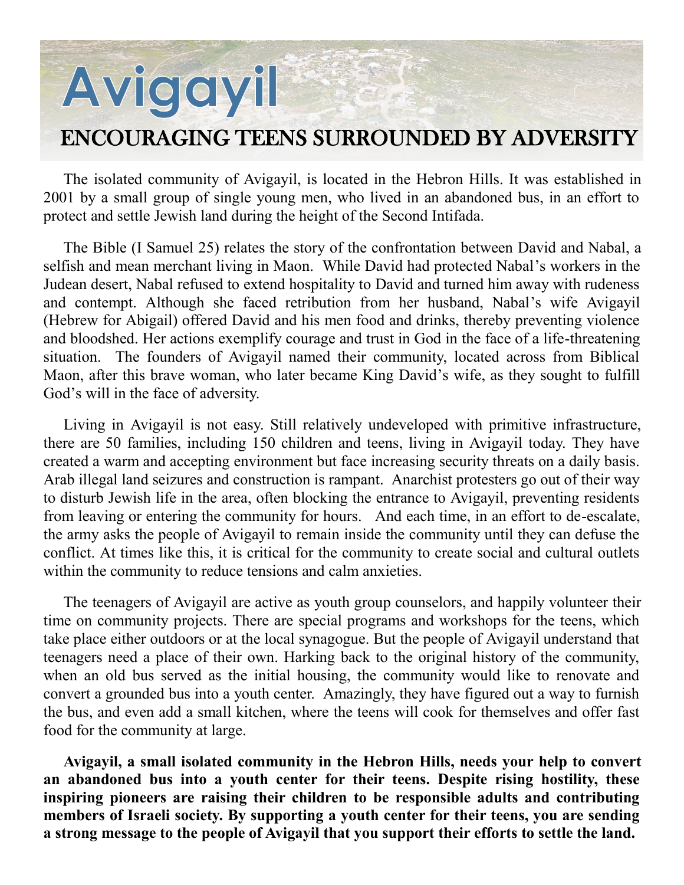# Avigayil

## ENCOURAGING TEENS SURROUNDED BY ADVERSITY

The isolated community of Avigayil, is located in the Hebron Hills. It was established in 2001 by a small group of single young men, who lived in an abandoned bus, in an effort to protect and settle Jewish land during the height of the Second Intifada.

The Bible (I Samuel 25) relates the story of the confrontation between David and Nabal, a selfish and mean merchant living in Maon. While David had protected Nabal's workers in the Judean desert, Nabal refused to extend hospitality to David and turned him away with rudeness and contempt. Although she faced retribution from her husband, Nabal's wife Avigayil (Hebrew for Abigail) offered David and his men food and drinks, thereby preventing violence and bloodshed. Her actions exemplify courage and trust in God in the face of a life-threatening situation. The founders of Avigayil named their community, located across from Biblical Maon, after this brave woman, who later became King David's wife, as they sought to fulfill God's will in the face of adversity.

Living in Avigayil is not easy. Still relatively undeveloped with primitive infrastructure, there are 50 families, including 150 children and teens, living in Avigayil today. They have created a warm and accepting environment but face increasing security threats on a daily basis. Arab illegal land seizures and construction is rampant. Anarchist protesters go out of their way to disturb Jewish life in the area, often blocking the entrance to Avigayil, preventing residents from leaving or entering the community for hours. And each time, in an effort to de-escalate, the army asks the people of Avigayil to remain inside the community until they can defuse the conflict. At times like this, it is critical for the community to create social and cultural outlets within the community to reduce tensions and calm anxieties.

The teenagers of Avigayil are active as youth group counselors, and happily volunteer their time on community projects. There are special programs and workshops for the teens, which take place either outdoors or at the local synagogue. But the people of Avigayil understand that teenagers need a place of their own. Harking back to the original history of the community, when an old bus served as the initial housing, the community would like to renovate and convert a grounded bus into a youth center. Amazingly, they have figured out a way to furnish the bus, and even add a small kitchen, where the teens will cook for themselves and offer fast food for the community at large.

**Avigayil, a small isolated community in the Hebron Hills, needs your help to convert an abandoned bus into a youth center for their teens. Despite rising hostility, these inspiring pioneers are raising their children to be responsible adults and contributing members of Israeli society. By supporting a youth center for their teens, you are sending a strong message to the people of Avigayil that you support their efforts to settle the land.**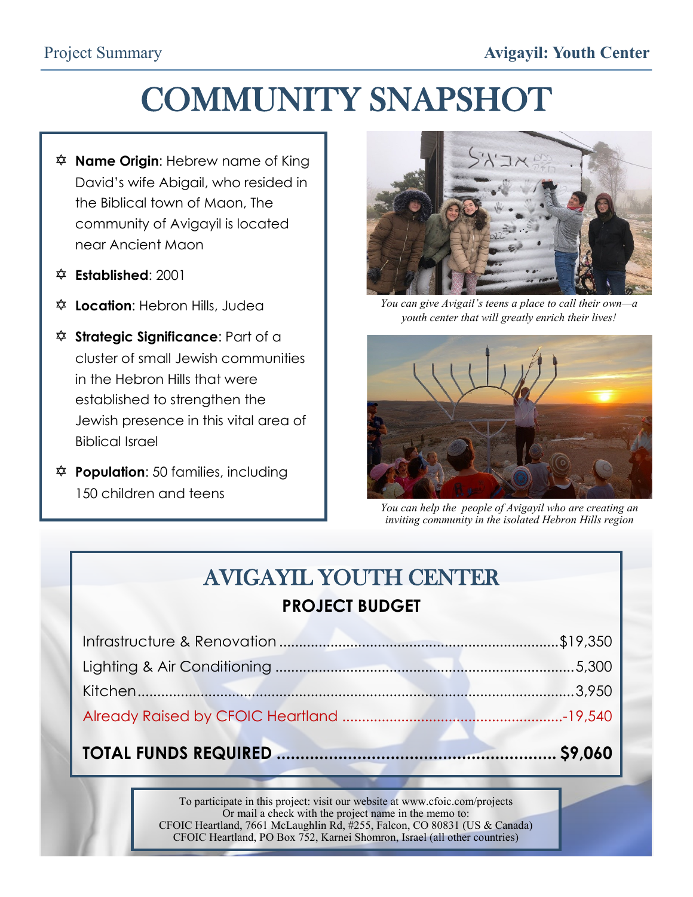Project Summary **Avigayil: Youth Center**

# COMMUNITY SNAPSHOT

- **Name Origin**: Hebrew name of King David's wife Abigail, who resided in the Biblical town of Maon, The community of Avigayil is located near Ancient Maon
- **Established**: 2001
- **Location**: Hebron Hills, Judea
- **Strategic Significance**: Part of a cluster of small Jewish communities in the Hebron Hills that were established to strengthen the Jewish presence in this vital area of Biblical Israel
- **Population**: 50 families, including 150 children and teens

*You can give Avigail's teens a place to call their own—a youth center that will greatly enrich their lives!*

*You can help the people of Avigayil who are creating an inviting community in the isolated Hebron Hills region*

## AVIGAYIL YOUTH CENTER

### PROJECT BUDGET

| | |
|---|---|
| Infrastructure & Renovation | $19,350 |
| Lighting & Air Conditioning | 5,300 |
| Kitchen | 3,950 |
| Already Raised by CFOIC Heartland | -19,540 |
| **TOTAL FUNDS REQUIRED** | **$9,060** |

To participate in this project: visit our website at www.cfoic.com/projects
Or mail a check with the project name in the memo to:
CFOIC Heartland, 7661 McLaughlin Rd, #255, Falcon, CO 80831 (US & Canada)
CFOIC Heartland, PO Box 752, Karnei Shomron, Israel (all other countries)